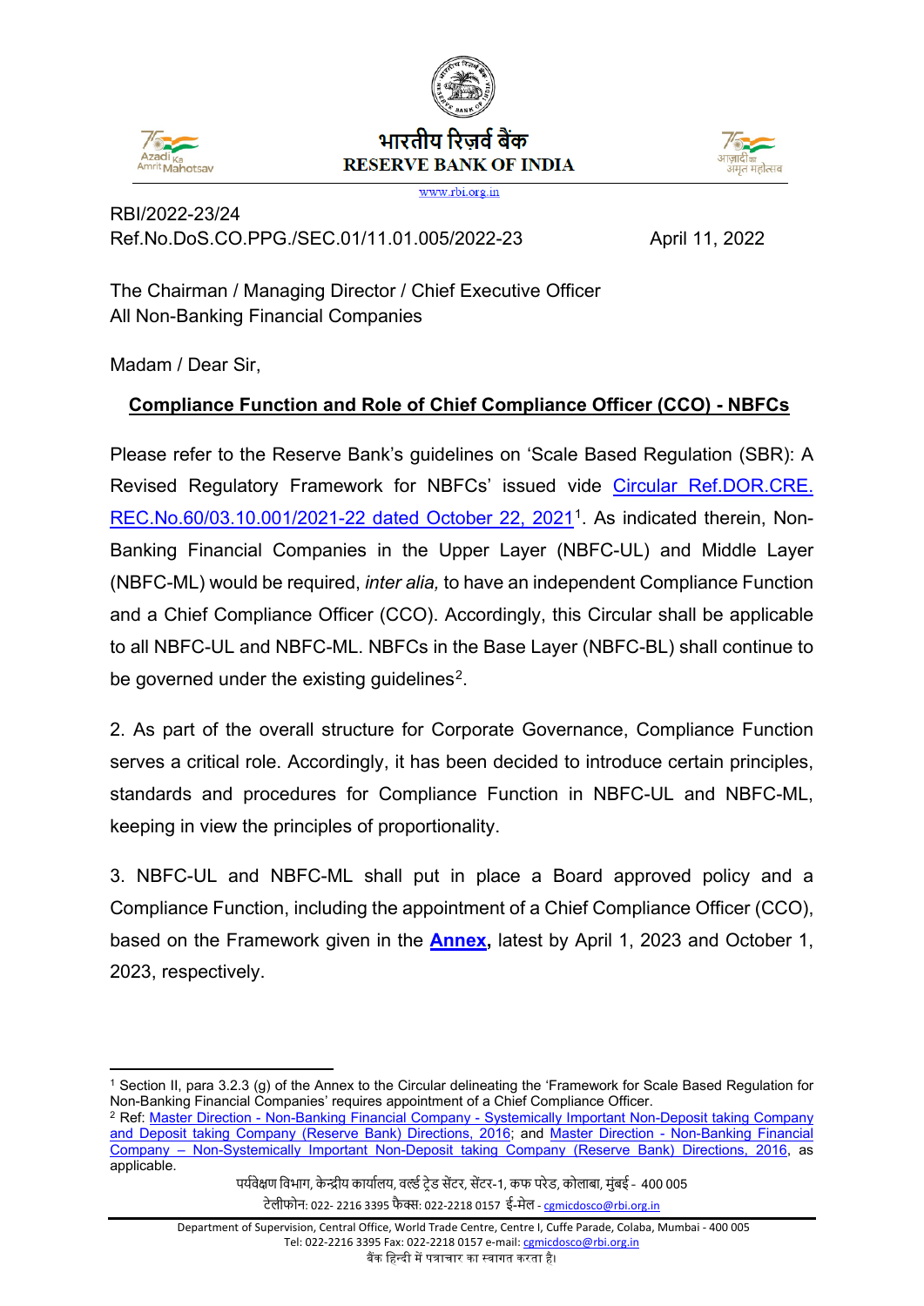भारतीय रिज़र्व बैंक
RESERVE BANK OF INDIA
www.rbi.org.in

RBI/2022-23/24
Ref.No.DoS.CO.PPG./SEC.01/11.01.005/2022-23 April 11, 2022

The Chairman / Managing Director / Chief Executive Officer
All Non-Banking Financial Companies

Madam / Dear Sir,

**Compliance Function and Role of Chief Compliance Officer (CCO) - NBFCs**

Please refer to the Reserve Bank's guidelines on 'Scale Based Regulation (SBR): A Revised Regulatory Framework for NBFCs' issued vide Circular Ref.DOR.CRE.REC.No.60/03.10.001/2021-22 dated October 22, 2021[1]. As indicated therein, Non-Banking Financial Companies in the Upper Layer (NBFC-UL) and Middle Layer (NBFC-ML) would be required, *inter alia,* to have an independent Compliance Function and a Chief Compliance Officer (CCO). Accordingly, this Circular shall be applicable to all NBFC-UL and NBFC-ML. NBFCs in the Base Layer (NBFC-BL) shall continue to be governed under the existing guidelines[2].

2. As part of the overall structure for Corporate Governance, Compliance Function serves a critical role. Accordingly, it has been decided to introduce certain principles, standards and procedures for Compliance Function in NBFC-UL and NBFC-ML, keeping in view the principles of proportionality.

3. NBFC-UL and NBFC-ML shall put in place a Board approved policy and a Compliance Function, including the appointment of a Chief Compliance Officer (CCO), based on the Framework given in the **Annex,** latest by April 1, 2023 and October 1, 2023, respectively.

---

[1] Section II, para 3.2.3 (g) of the Annex to the Circular delineating the 'Framework for Scale Based Regulation for Non-Banking Financial Companies' requires appointment of a Chief Compliance Officer.

[2] Ref: Master Direction - Non-Banking Financial Company - Systemically Important Non-Deposit taking Company and Deposit taking Company (Reserve Bank) Directions, 2016; and Master Direction - Non-Banking Financial Company – Non-Systemically Important Non-Deposit taking Company (Reserve Bank) Directions, 2016, as applicable.

पर्यवेक्षण विभाग, केन्द्रीय कार्यालय, वर्ल्ड ट्रेड सेंटर, सेंटर-1, कफ परेड, कोलाबा, मुंबई - 400 005
टेलीफोन: 022- 2216 3395 फैक्स: 022-2218 0157 ई-मेल - cgmicdosco@rbi.org.in

Department of Supervision, Central Office, World Trade Centre, Centre I, Cuffe Parade, Colaba, Mumbai - 400 005
Tel: 022-2216 3395 Fax: 022-2218 0157 e-mail: cgmicdosco@rbi.org.in
बैंक हिन्दी में पत्राचार का स्वागत करता है।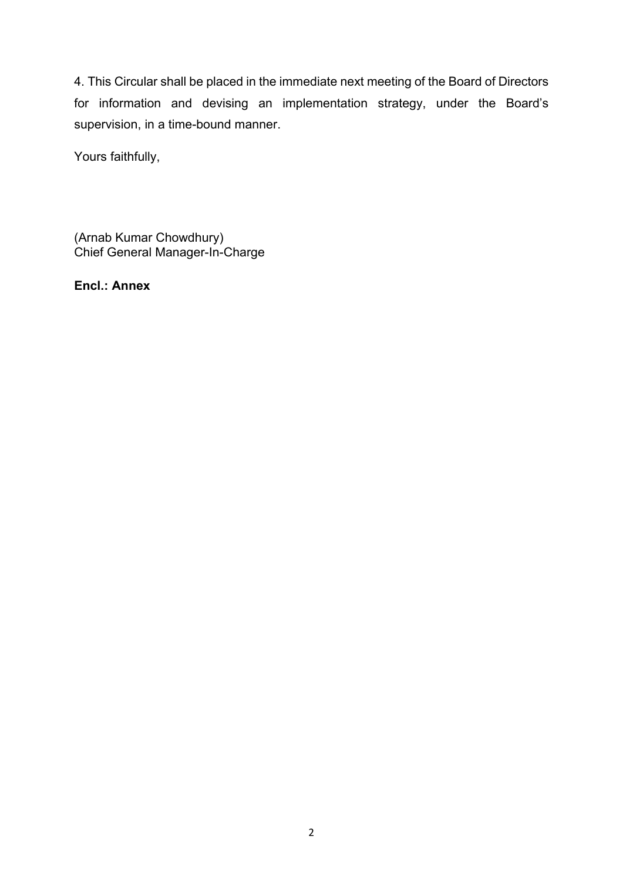4. This Circular shall be placed in the immediate next meeting of the Board of Directors for information and devising an implementation strategy, under the Board's supervision, in a time-bound manner.

Yours faithfully,

(Arnab Kumar Chowdhury)
Chief General Manager-In-Charge

**Encl.: Annex**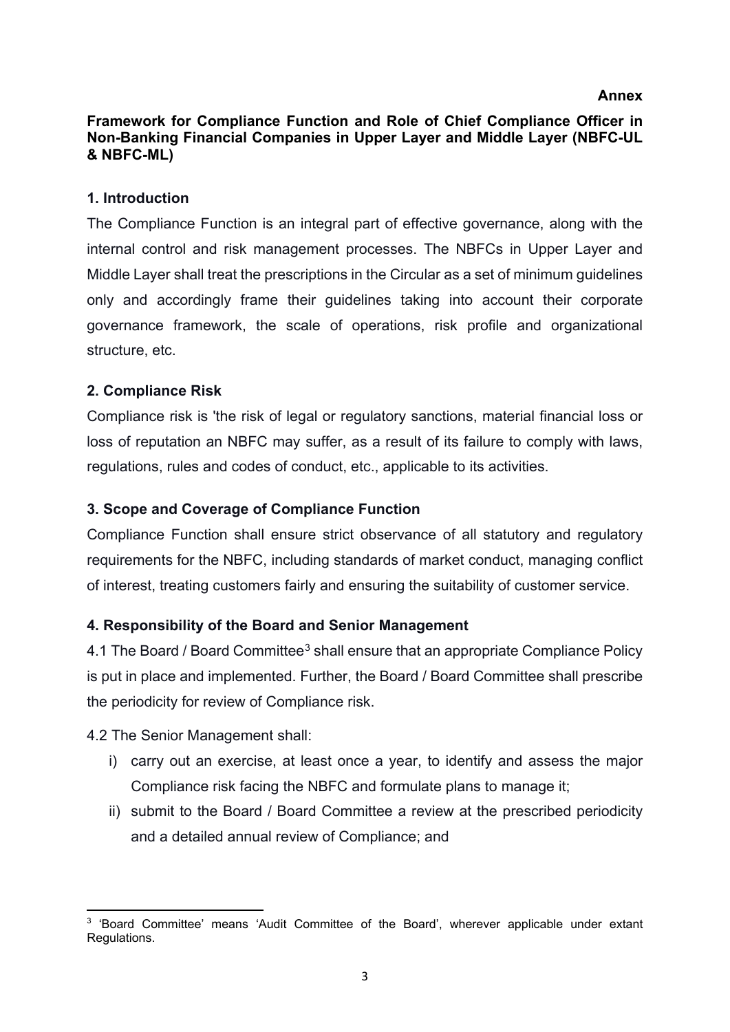**Annex**

## Framework for Compliance Function and Role of Chief Compliance Officer in Non-Banking Financial Companies in Upper Layer and Middle Layer (NBFC-UL & NBFC-ML)

### 1. Introduction

The Compliance Function is an integral part of effective governance, along with the internal control and risk management processes. The NBFCs in Upper Layer and Middle Layer shall treat the prescriptions in the Circular as a set of minimum guidelines only and accordingly frame their guidelines taking into account their corporate governance framework, the scale of operations, risk profile and organizational structure, etc.

### 2. Compliance Risk

Compliance risk is 'the risk of legal or regulatory sanctions, material financial loss or loss of reputation an NBFC may suffer, as a result of its failure to comply with laws, regulations, rules and codes of conduct, etc., applicable to its activities.

### 3. Scope and Coverage of Compliance Function

Compliance Function shall ensure strict observance of all statutory and regulatory requirements for the NBFC, including standards of market conduct, managing conflict of interest, treating customers fairly and ensuring the suitability of customer service.

### 4. Responsibility of the Board and Senior Management

4.1 The Board / Board Committee[3] shall ensure that an appropriate Compliance Policy is put in place and implemented. Further, the Board / Board Committee shall prescribe the periodicity for review of Compliance risk.

4.2 The Senior Management shall:

i) carry out an exercise, at least once a year, to identify and assess the major Compliance risk facing the NBFC and formulate plans to manage it;

ii) submit to the Board / Board Committee a review at the prescribed periodicity and a detailed annual review of Compliance; and

---

[3] 'Board Committee' means 'Audit Committee of the Board', wherever applicable under extant Regulations.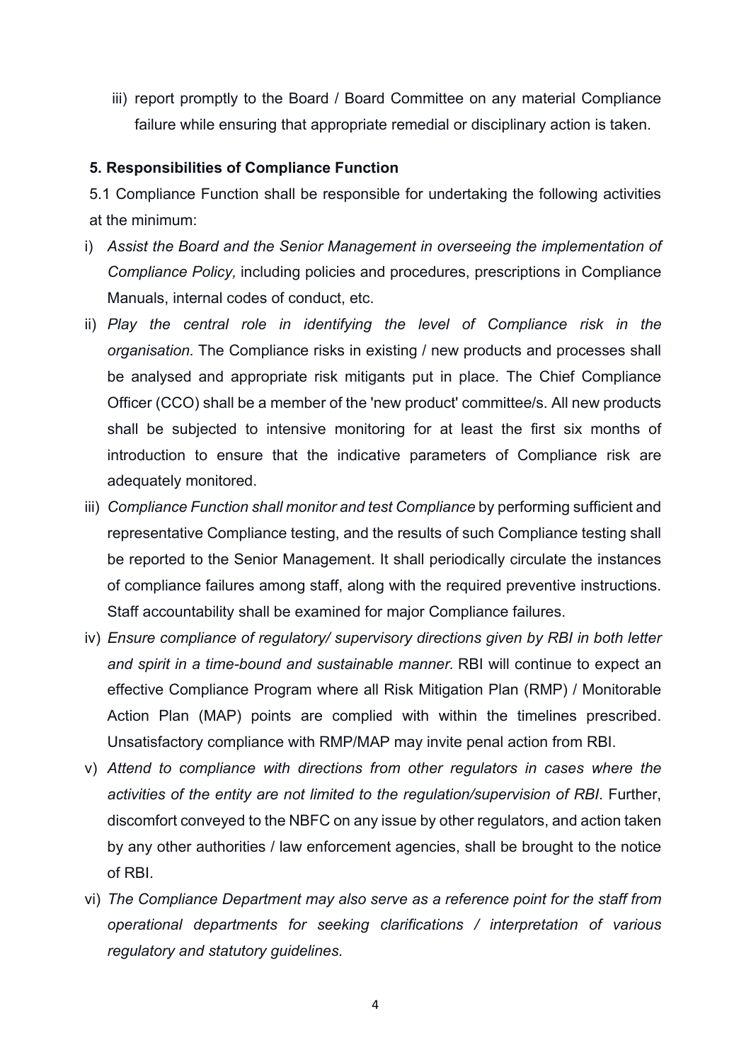iii) report promptly to the Board / Board Committee on any material Compliance failure while ensuring that appropriate remedial or disciplinary action is taken.

**5. Responsibilities of Compliance Function**

5.1 Compliance Function shall be responsible for undertaking the following activities at the minimum:

i) *Assist the Board and the Senior Management in overseeing the implementation of Compliance Policy,* including policies and procedures, prescriptions in Compliance Manuals, internal codes of conduct, etc.

ii) *Play the central role in identifying the level of Compliance risk in the organisation.* The Compliance risks in existing / new products and processes shall be analysed and appropriate risk mitigants put in place. The Chief Compliance Officer (CCO) shall be a member of the 'new product' committee/s. All new products shall be subjected to intensive monitoring for at least the first six months of introduction to ensure that the indicative parameters of Compliance risk are adequately monitored.

iii) *Compliance Function shall monitor and test Compliance* by performing sufficient and representative Compliance testing, and the results of such Compliance testing shall be reported to the Senior Management. It shall periodically circulate the instances of compliance failures among staff, along with the required preventive instructions. Staff accountability shall be examined for major Compliance failures.

iv) *Ensure compliance of regulatory/ supervisory directions given by RBI in both letter and spirit in a time-bound and sustainable manner.* RBI will continue to expect an effective Compliance Program where all Risk Mitigation Plan (RMP) / Monitorable Action Plan (MAP) points are complied with within the timelines prescribed. Unsatisfactory compliance with RMP/MAP may invite penal action from RBI.

v) *Attend to compliance with directions from other regulators in cases where the activities of the entity are not limited to the regulation/supervision of RBI*. Further, discomfort conveyed to the NBFC on any issue by other regulators, and action taken by any other authorities / law enforcement agencies, shall be brought to the notice of RBI.

vi) *The Compliance Department may also serve as a reference point for the staff from operational departments for seeking clarifications / interpretation of various regulatory and statutory guidelines.*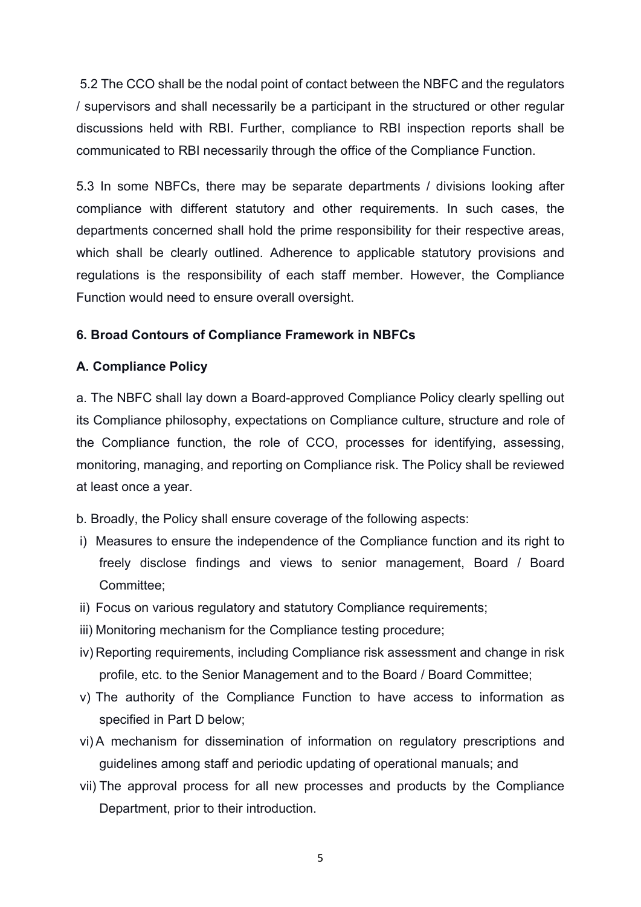5.2 The CCO shall be the nodal point of contact between the NBFC and the regulators / supervisors and shall necessarily be a participant in the structured or other regular discussions held with RBI. Further, compliance to RBI inspection reports shall be communicated to RBI necessarily through the office of the Compliance Function.

5.3 In some NBFCs, there may be separate departments / divisions looking after compliance with different statutory and other requirements. In such cases, the departments concerned shall hold the prime responsibility for their respective areas, which shall be clearly outlined. Adherence to applicable statutory provisions and regulations is the responsibility of each staff member. However, the Compliance Function would need to ensure overall oversight.

**6. Broad Contours of Compliance Framework in NBFCs**

**A. Compliance Policy**

a. The NBFC shall lay down a Board-approved Compliance Policy clearly spelling out its Compliance philosophy, expectations on Compliance culture, structure and role of the Compliance function, the role of CCO, processes for identifying, assessing, monitoring, managing, and reporting on Compliance risk. The Policy shall be reviewed at least once a year.

b. Broadly, the Policy shall ensure coverage of the following aspects:

i) Measures to ensure the independence of the Compliance function and its right to freely disclose findings and views to senior management, Board / Board Committee;

ii) Focus on various regulatory and statutory Compliance requirements;

iii) Monitoring mechanism for the Compliance testing procedure;

iv) Reporting requirements, including Compliance risk assessment and change in risk profile, etc. to the Senior Management and to the Board / Board Committee;

v) The authority of the Compliance Function to have access to information as specified in Part D below;

vi) A mechanism for dissemination of information on regulatory prescriptions and guidelines among staff and periodic updating of operational manuals; and

vii) The approval process for all new processes and products by the Compliance Department, prior to their introduction.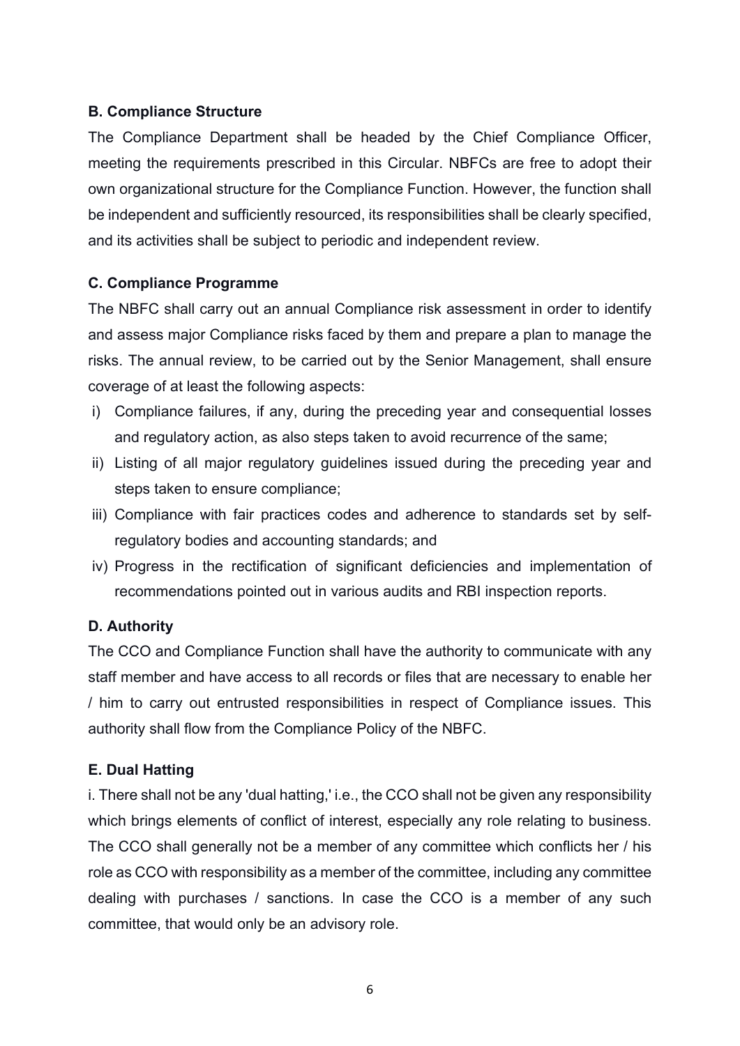**B. Compliance Structure**

The Compliance Department shall be headed by the Chief Compliance Officer, meeting the requirements prescribed in this Circular. NBFCs are free to adopt their own organizational structure for the Compliance Function. However, the function shall be independent and sufficiently resourced, its responsibilities shall be clearly specified, and its activities shall be subject to periodic and independent review.

**C. Compliance Programme**

The NBFC shall carry out an annual Compliance risk assessment in order to identify and assess major Compliance risks faced by them and prepare a plan to manage the risks. The annual review, to be carried out by the Senior Management, shall ensure coverage of at least the following aspects:

i) Compliance failures, if any, during the preceding year and consequential losses and regulatory action, as also steps taken to avoid recurrence of the same;

ii) Listing of all major regulatory guidelines issued during the preceding year and steps taken to ensure compliance;

iii) Compliance with fair practices codes and adherence to standards set by self-regulatory bodies and accounting standards; and

iv) Progress in the rectification of significant deficiencies and implementation of recommendations pointed out in various audits and RBI inspection reports.

**D. Authority**

The CCO and Compliance Function shall have the authority to communicate with any staff member and have access to all records or files that are necessary to enable her / him to carry out entrusted responsibilities in respect of Compliance issues. This authority shall flow from the Compliance Policy of the NBFC.

**E. Dual Hatting**

i. There shall not be any 'dual hatting,' i.e., the CCO shall not be given any responsibility which brings elements of conflict of interest, especially any role relating to business. The CCO shall generally not be a member of any committee which conflicts her / his role as CCO with responsibility as a member of the committee, including any committee dealing with purchases / sanctions. In case the CCO is a member of any such committee, that would only be an advisory role.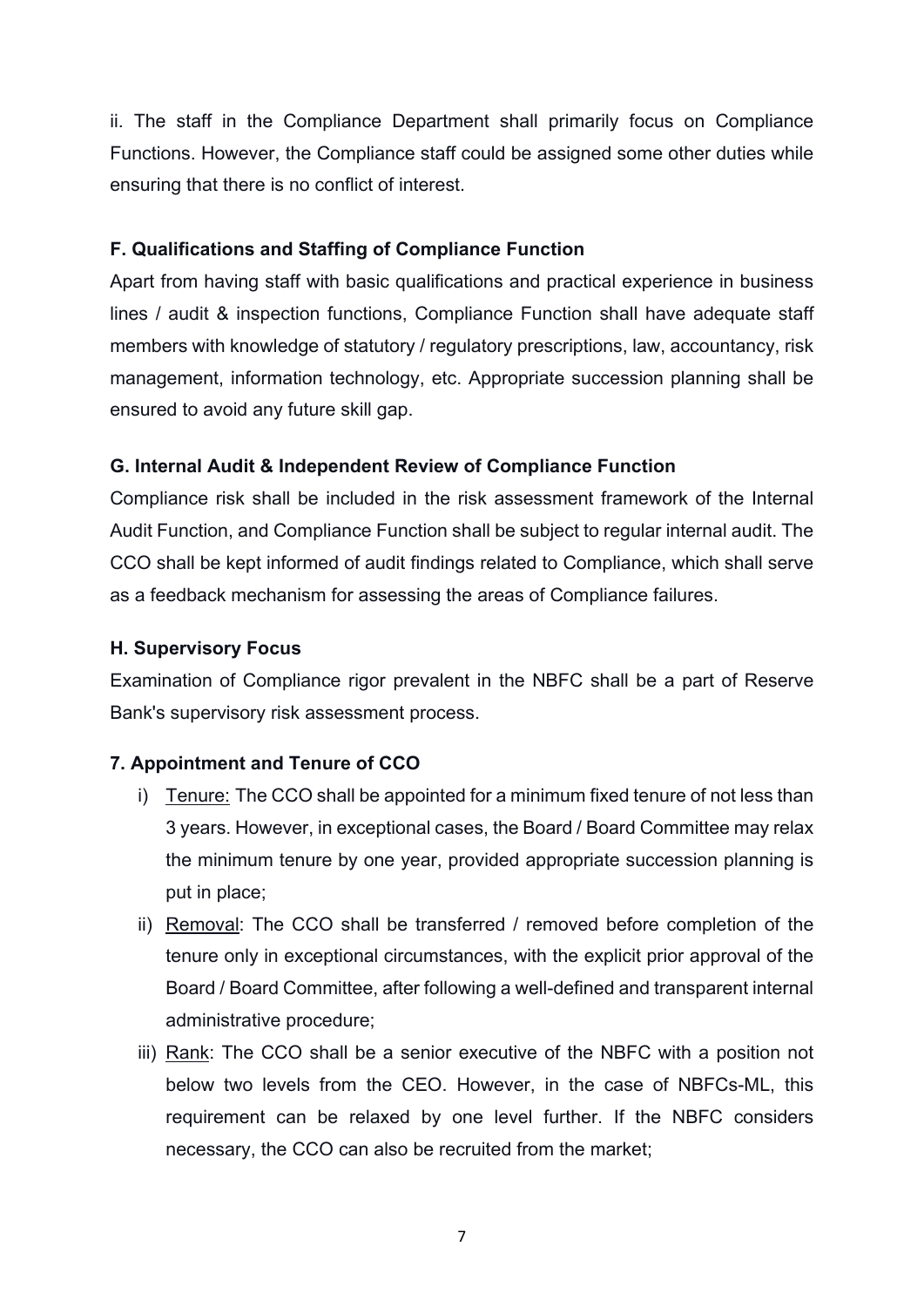ii. The staff in the Compliance Department shall primarily focus on Compliance Functions. However, the Compliance staff could be assigned some other duties while ensuring that there is no conflict of interest.

### F. Qualifications and Staffing of Compliance Function

Apart from having staff with basic qualifications and practical experience in business lines / audit & inspection functions, Compliance Function shall have adequate staff members with knowledge of statutory / regulatory prescriptions, law, accountancy, risk management, information technology, etc. Appropriate succession planning shall be ensured to avoid any future skill gap.

### G. Internal Audit & Independent Review of Compliance Function

Compliance risk shall be included in the risk assessment framework of the Internal Audit Function, and Compliance Function shall be subject to regular internal audit. The CCO shall be kept informed of audit findings related to Compliance, which shall serve as a feedback mechanism for assessing the areas of Compliance failures.

### H. Supervisory Focus

Examination of Compliance rigor prevalent in the NBFC shall be a part of Reserve Bank's supervisory risk assessment process.

## 7. Appointment and Tenure of CCO

i) Tenure: The CCO shall be appointed for a minimum fixed tenure of not less than 3 years. However, in exceptional cases, the Board / Board Committee may relax the minimum tenure by one year, provided appropriate succession planning is put in place;

ii) Removal: The CCO shall be transferred / removed before completion of the tenure only in exceptional circumstances, with the explicit prior approval of the Board / Board Committee, after following a well-defined and transparent internal administrative procedure;

iii) Rank: The CCO shall be a senior executive of the NBFC with a position not below two levels from the CEO. However, in the case of NBFCs-ML, this requirement can be relaxed by one level further. If the NBFC considers necessary, the CCO can also be recruited from the market;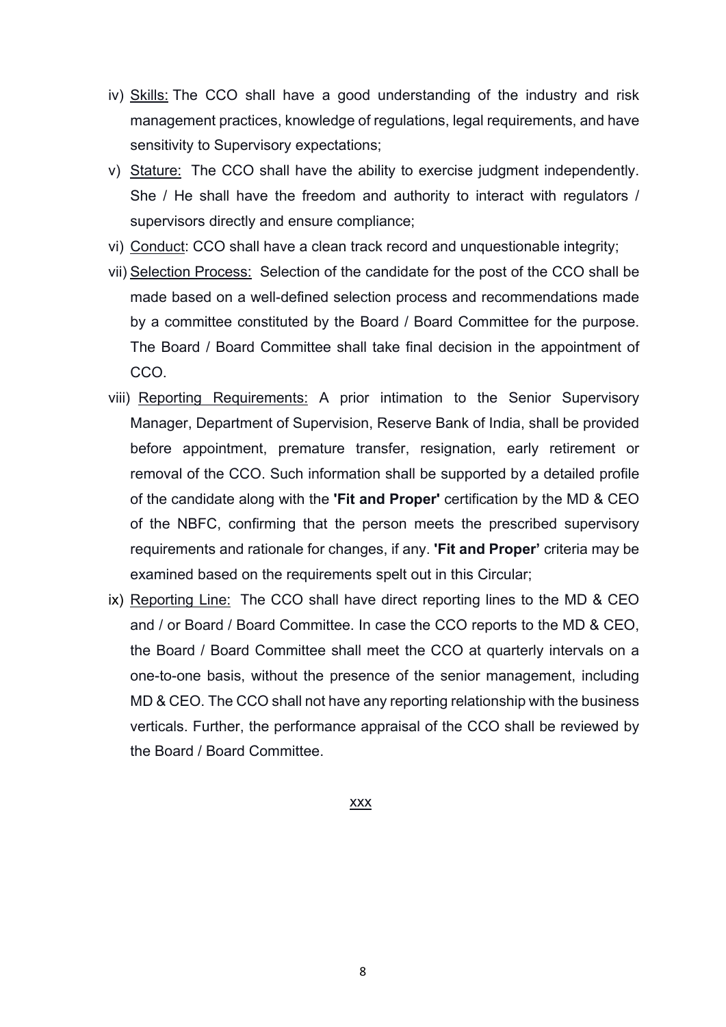iv) Skills: The CCO shall have a good understanding of the industry and risk management practices, knowledge of regulations, legal requirements, and have sensitivity to Supervisory expectations;

v) Stature: The CCO shall have the ability to exercise judgment independently. She / He shall have the freedom and authority to interact with regulators / supervisors directly and ensure compliance;

vi) Conduct: CCO shall have a clean track record and unquestionable integrity;

vii) Selection Process: Selection of the candidate for the post of the CCO shall be made based on a well-defined selection process and recommendations made by a committee constituted by the Board / Board Committee for the purpose. The Board / Board Committee shall take final decision in the appointment of CCO.

viii) Reporting Requirements: A prior intimation to the Senior Supervisory Manager, Department of Supervision, Reserve Bank of India, shall be provided before appointment, premature transfer, resignation, early retirement or removal of the CCO. Such information shall be supported by a detailed profile of the candidate along with the **'Fit and Proper'** certification by the MD & CEO of the NBFC, confirming that the person meets the prescribed supervisory requirements and rationale for changes, if any. **'Fit and Proper'** criteria may be examined based on the requirements spelt out in this Circular;

ix) Reporting Line: The CCO shall have direct reporting lines to the MD & CEO and / or Board / Board Committee. In case the CCO reports to the MD & CEO, the Board / Board Committee shall meet the CCO at quarterly intervals on a one-to-one basis, without the presence of the senior management, including MD & CEO. The CCO shall not have any reporting relationship with the business verticals. Further, the performance appraisal of the CCO shall be reviewed by the Board / Board Committee.

xxx